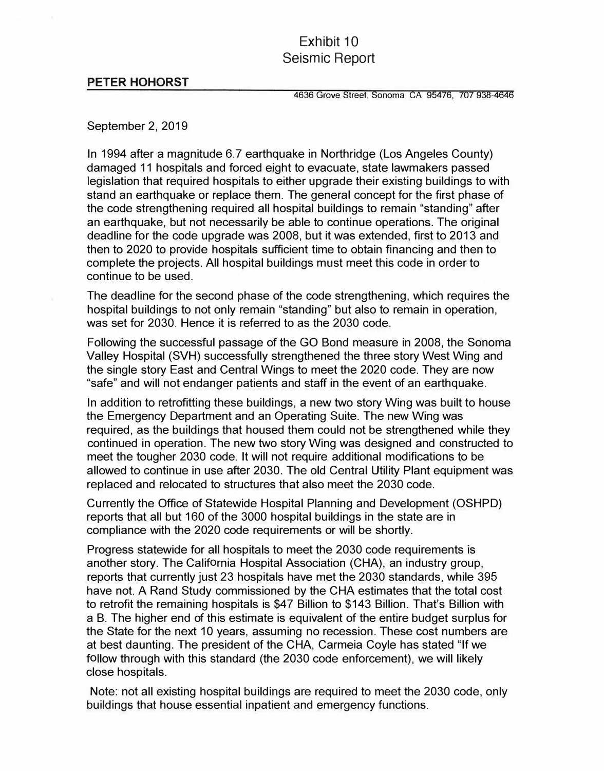# Exhibit 10
# Seismic Report

**PETER HOHORST**

4636 Grove Street, Sonoma CA 95476, 707 938-4646

September 2, 2019

In 1994 after a magnitude 6.7 earthquake in Northridge (Los Angeles County) damaged 11 hospitals and forced eight to evacuate, state lawmakers passed legislation that required hospitals to either upgrade their existing buildings to with stand an earthquake or replace them. The general concept for the first phase of the code strengthening required all hospital buildings to remain "standing" after an earthquake, but not necessarily be able to continue operations. The original deadline for the code upgrade was 2008, but it was extended, first to 2013 and then to 2020 to provide hospitals sufficient time to obtain financing and then to complete the projects. All hospital buildings must meet this code in order to continue to be used.

The deadline for the second phase of the code strengthening, which requires the hospital buildings to not only remain "standing" but also to remain in operation, was set for 2030. Hence it is referred to as the 2030 code.

Following the successful passage of the GO Bond measure in 2008, the Sonoma Valley Hospital (SVH) successfully strengthened the three story West Wing and the single story East and Central Wings to meet the 2020 code. They are now "safe" and will not endanger patients and staff in the event of an earthquake.

In addition to retrofitting these buildings, a new two story Wing was built to house the Emergency Department and an Operating Suite. The new Wing was required, as the buildings that housed them could not be strengthened while they continued in operation. The new two story Wing was designed and constructed to meet the tougher 2030 code. It will not require additional modifications to be allowed to continue in use after 2030. The old Central Utility Plant equipment was replaced and relocated to structures that also meet the 2030 code.

Currently the Office of Statewide Hospital Planning and Development (OSHPD) reports that all but 160 of the 3000 hospital buildings in the state are in compliance with the 2020 code requirements or will be shortly.

Progress statewide for all hospitals to meet the 2030 code requirements is another story. The California Hospital Association (CHA), an industry group, reports that currently just 23 hospitals have met the 2030 standards, while 395 have not. A Rand Study commissioned by the CHA estimates that the total cost to retrofit the remaining hospitals is $47 Billion to $143 Billion. That's Billion with a B. The higher end of this estimate is equivalent of the entire budget surplus for the State for the next 10 years, assuming no recession. These cost numbers are at best daunting. The president of the CHA, Carmeia Coyle has stated "If we follow through with this standard (the 2030 code enforcement), we will likely close hospitals.

Note: not all existing hospital buildings are required to meet the 2030 code, only buildings that house essential inpatient and emergency functions.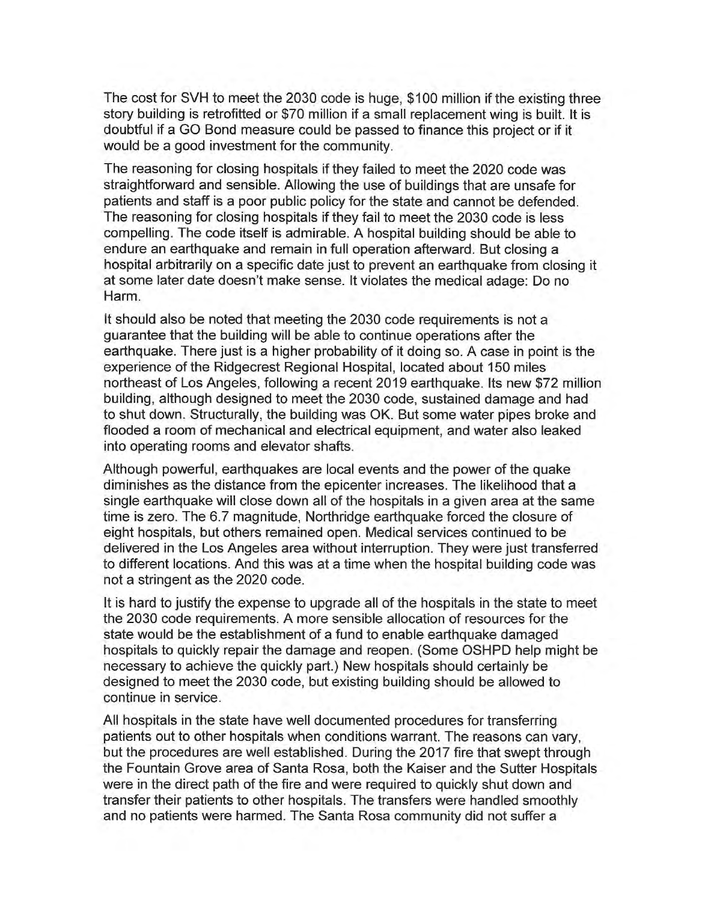The cost for SVH to meet the 2030 code is huge, $100 million if the existing three story building is retrofitted or $70 million if a small replacement wing is built. It is doubtful if a GO Bond measure could be passed to finance this project or if it would be a good investment for the community.

The reasoning for closing hospitals if they failed to meet the 2020 code was straightforward and sensible. Allowing the use of buildings that are unsafe for patients and staff is a poor public policy for the state and cannot be defended. The reasoning for closing hospitals if they fail to meet the 2030 code is less compelling. The code itself is admirable. A hospital building should be able to endure an earthquake and remain in full operation afterward. But closing a hospital arbitrarily on a specific date just to prevent an earthquake from closing it at some later date doesn't make sense. It violates the medical adage: Do no Harm.

It should also be noted that meeting the 2030 code requirements is not a guarantee that the building will be able to continue operations after the earthquake. There just is a higher probability of it doing so. A case in point is the experience of the Ridgecrest Regional Hospital, located about 150 miles northeast of Los Angeles, following a recent 2019 earthquake. Its new $72 million building, although designed to meet the 2030 code, sustained damage and had to shut down. Structurally, the building was OK. But some water pipes broke and flooded a room of mechanical and electrical equipment, and water also leaked into operating rooms and elevator shafts.

Although powerful, earthquakes are local events and the power of the quake diminishes as the distance from the epicenter increases. The likelihood that a single earthquake will close down all of the hospitals in a given area at the same time is zero. The 6.7 magnitude, Northridge earthquake forced the closure of eight hospitals, but others remained open. Medical services continued to be delivered in the Los Angeles area without interruption. They were just transferred to different locations. And this was at a time when the hospital building code was not a stringent as the 2020 code.

It is hard to justify the expense to upgrade all of the hospitals in the state to meet the 2030 code requirements. A more sensible allocation of resources for the state would be the establishment of a fund to enable earthquake damaged hospitals to quickly repair the damage and reopen. (Some OSHPD help might be necessary to achieve the quickly part.) New hospitals should certainly be designed to meet the 2030 code, but existing building should be allowed to continue in service.

All hospitals in the state have well documented procedures for transferring patients out to other hospitals when conditions warrant. The reasons can vary, but the procedures are well established. During the 2017 fire that swept through the Fountain Grove area of Santa Rosa, both the Kaiser and the Sutter Hospitals were in the direct path of the fire and were required to quickly shut down and transfer their patients to other hospitals. The transfers were handled smoothly and no patients were harmed. The Santa Rosa community did not suffer a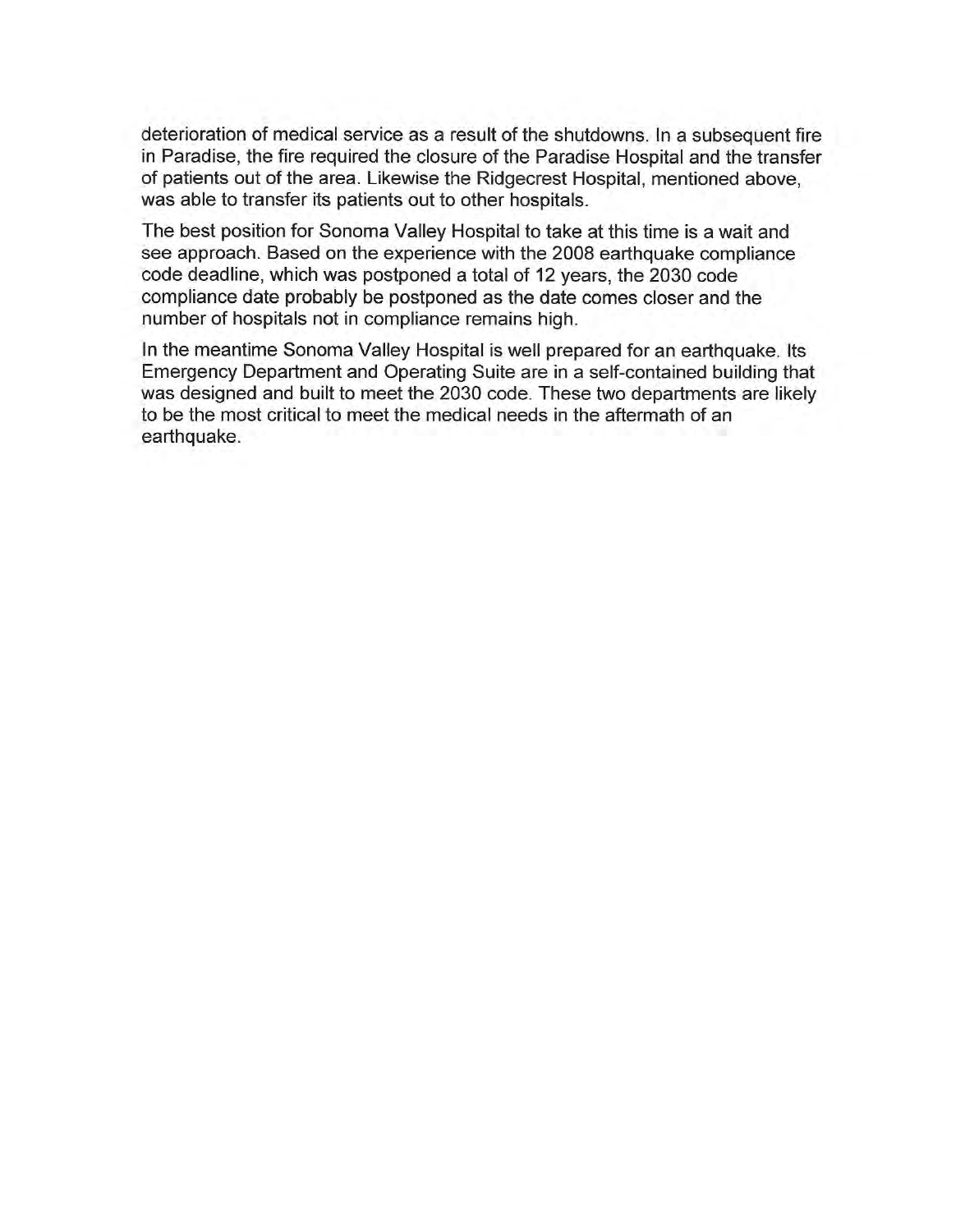deterioration of medical service as a result of the shutdowns. In a subsequent fire in Paradise, the fire required the closure of the Paradise Hospital and the transfer of patients out of the area. Likewise the Ridgecrest Hospital, mentioned above, was able to transfer its patients out to other hospitals.

The best position for Sonoma Valley Hospital to take at this time is a wait and see approach. Based on the experience with the 2008 earthquake compliance code deadline, which was postponed a total of 12 years, the 2030 code compliance date probably be postponed as the date comes closer and the number of hospitals not in compliance remains high.

In the meantime Sonoma Valley Hospital is well prepared for an earthquake. Its Emergency Department and Operating Suite are in a self-contained building that was designed and built to meet the 2030 code. These two departments are likely to be the most critical to meet the medical needs in the aftermath of an earthquake.